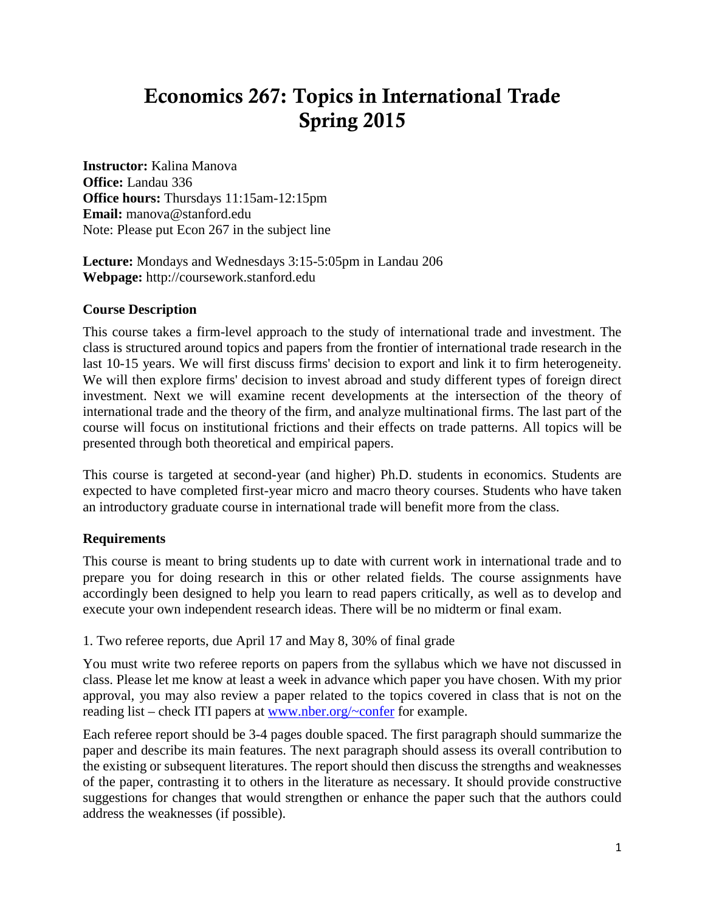# Economics 267: Topics in International Trade
# Spring 2015

**Instructor:** Kalina Manova
**Office:** Landau 336
**Office hours:** Thursdays 11:15am-12:15pm
**Email:** manova@stanford.edu
Note: Please put Econ 267 in the subject line

**Lecture:** Mondays and Wednesdays 3:15-5:05pm in Landau 206
**Webpage:** http://coursework.stanford.edu

### Course Description

This course takes a firm-level approach to the study of international trade and investment. The class is structured around topics and papers from the frontier of international trade research in the last 10-15 years. We will first discuss firms' decision to export and link it to firm heterogeneity. We will then explore firms' decision to invest abroad and study different types of foreign direct investment. Next we will examine recent developments at the intersection of the theory of international trade and the theory of the firm, and analyze multinational firms. The last part of the course will focus on institutional frictions and their effects on trade patterns. All topics will be presented through both theoretical and empirical papers.

This course is targeted at second-year (and higher) Ph.D. students in economics. Students are expected to have completed first-year micro and macro theory courses. Students who have taken an introductory graduate course in international trade will benefit more from the class.

### Requirements

This course is meant to bring students up to date with current work in international trade and to prepare you for doing research in this or other related fields. The course assignments have accordingly been designed to help you learn to read papers critically, as well as to develop and execute your own independent research ideas. There will be no midterm or final exam.

1. Two referee reports, due April 17 and May 8, 30% of final grade

You must write two referee reports on papers from the syllabus which we have not discussed in class. Please let me know at least a week in advance which paper you have chosen. With my prior approval, you may also review a paper related to the topics covered in class that is not on the reading list – check ITI papers at [www.nber.org/~confer](http://www.nber.org/~confer) for example.

Each referee report should be 3-4 pages double spaced. The first paragraph should summarize the paper and describe its main features. The next paragraph should assess its overall contribution to the existing or subsequent literatures. The report should then discuss the strengths and weaknesses of the paper, contrasting it to others in the literature as necessary. It should provide constructive suggestions for changes that would strengthen or enhance the paper such that the authors could address the weaknesses (if possible).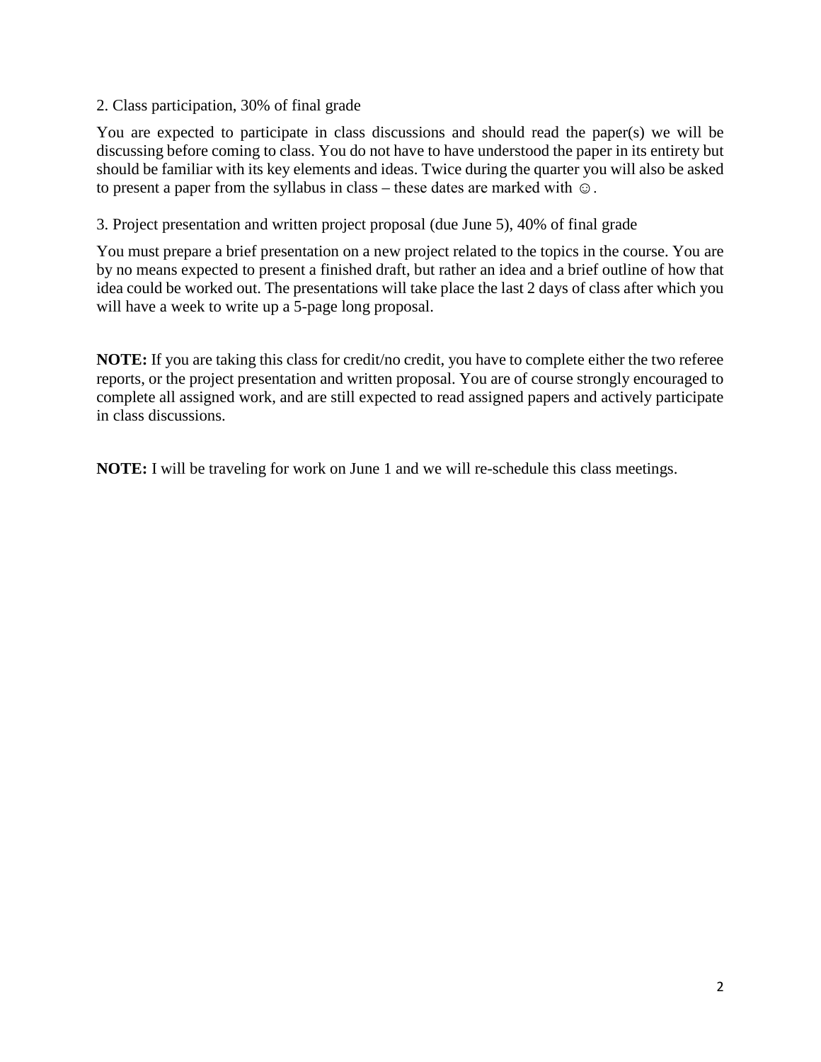2. Class participation, 30% of final grade

You are expected to participate in class discussions and should read the paper(s) we will be discussing before coming to class. You do not have to have understood the paper in its entirety but should be familiar with its key elements and ideas. Twice during the quarter you will also be asked to present a paper from the syllabus in class – these dates are marked with ☺.

3. Project presentation and written project proposal (due June 5), 40% of final grade

You must prepare a brief presentation on a new project related to the topics in the course. You are by no means expected to present a finished draft, but rather an idea and a brief outline of how that idea could be worked out. The presentations will take place the last 2 days of class after which you will have a week to write up a 5-page long proposal.

**NOTE:** If you are taking this class for credit/no credit, you have to complete either the two referee reports, or the project presentation and written proposal. You are of course strongly encouraged to complete all assigned work, and are still expected to read assigned papers and actively participate in class discussions.

**NOTE:** I will be traveling for work on June 1 and we will re-schedule this class meetings.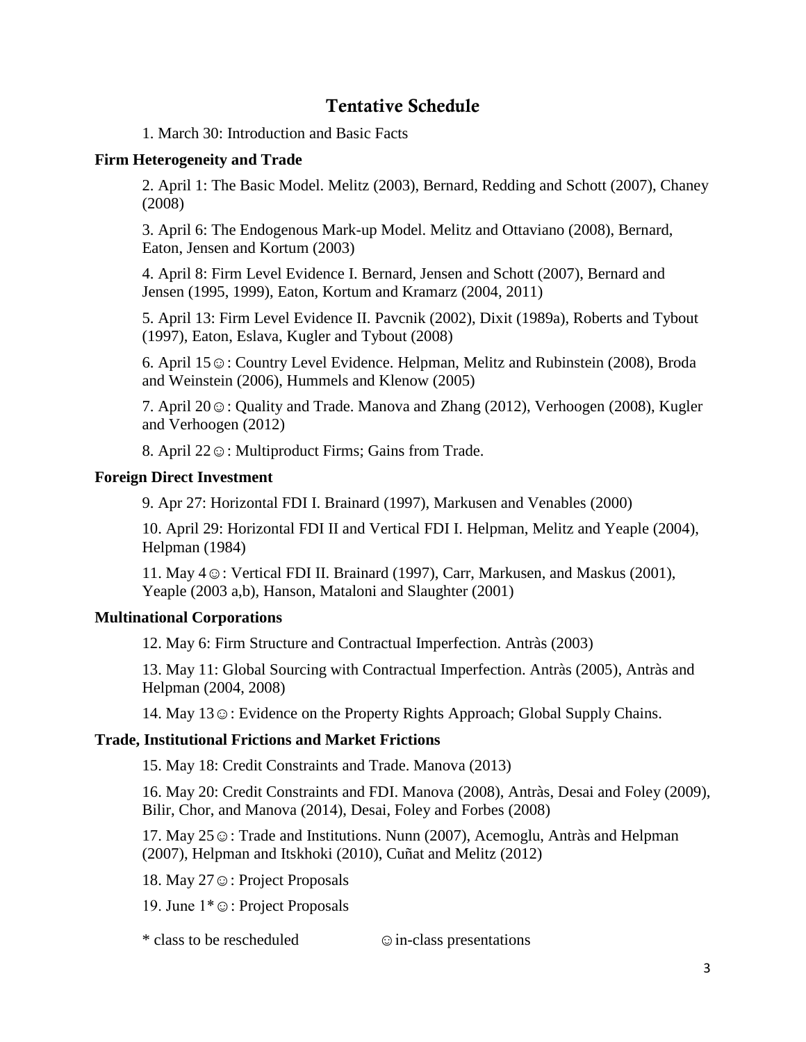# Tentative Schedule

1. March 30: Introduction and Basic Facts

**Firm Heterogeneity and Trade**

2. April 1: The Basic Model. Melitz (2003), Bernard, Redding and Schott (2007), Chaney (2008)

3. April 6: The Endogenous Mark-up Model. Melitz and Ottaviano (2008), Bernard, Eaton, Jensen and Kortum (2003)

4. April 8: Firm Level Evidence I. Bernard, Jensen and Schott (2007), Bernard and Jensen (1995, 1999), Eaton, Kortum and Kramarz (2004, 2011)

5. April 13: Firm Level Evidence II. Pavcnik (2002), Dixit (1989a), Roberts and Tybout (1997), Eaton, Eslava, Kugler and Tybout (2008)

6. April 15☺: Country Level Evidence. Helpman, Melitz and Rubinstein (2008), Broda and Weinstein (2006), Hummels and Klenow (2005)

7. April 20☺: Quality and Trade. Manova and Zhang (2012), Verhoogen (2008), Kugler and Verhoogen (2012)

8. April 22☺: Multiproduct Firms; Gains from Trade.

**Foreign Direct Investment**

9. Apr 27: Horizontal FDI I. Brainard (1997), Markusen and Venables (2000)

10. April 29: Horizontal FDI II and Vertical FDI I. Helpman, Melitz and Yeaple (2004), Helpman (1984)

11. May 4☺: Vertical FDI II. Brainard (1997), Carr, Markusen, and Maskus (2001), Yeaple (2003 a,b), Hanson, Mataloni and Slaughter (2001)

**Multinational Corporations**

12. May 6: Firm Structure and Contractual Imperfection. Antràs (2003)

13. May 11: Global Sourcing with Contractual Imperfection. Antràs (2005), Antràs and Helpman (2004, 2008)

14. May 13☺: Evidence on the Property Rights Approach; Global Supply Chains.

**Trade, Institutional Frictions and Market Frictions**

15. May 18: Credit Constraints and Trade. Manova (2013)

16. May 20: Credit Constraints and FDI. Manova (2008), Antràs, Desai and Foley (2009), Bilir, Chor, and Manova (2014), Desai, Foley and Forbes (2008)

17. May 25☺: Trade and Institutions. Nunn (2007), Acemoglu, Antràs and Helpman (2007), Helpman and Itskhoki (2010), Cuñat and Melitz (2012)

18. May 27☺: Project Proposals

19. June 1*☺: Project Proposals

\* class to be rescheduled ☺ in-class presentations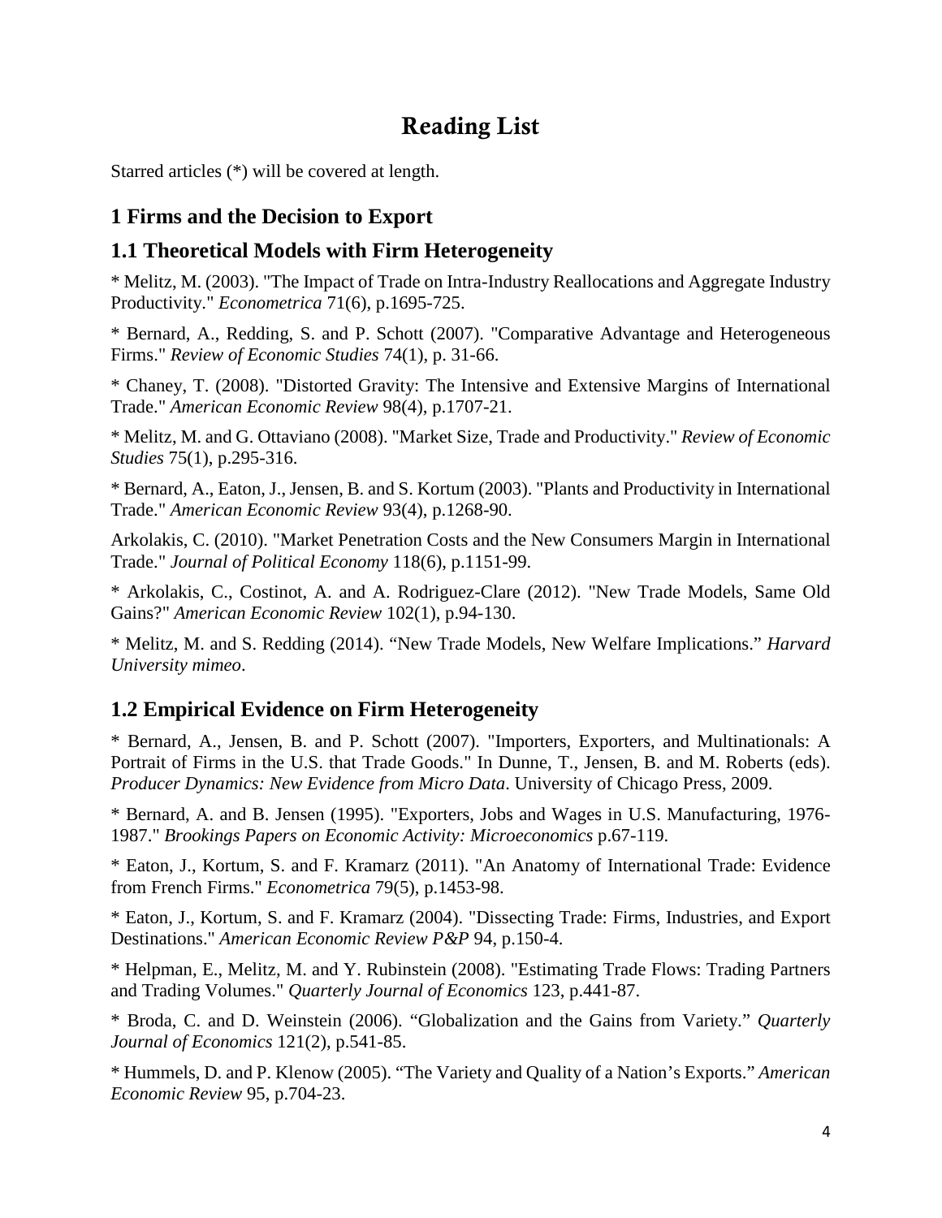# Reading List

Starred articles (*) will be covered at length.

## 1 Firms and the Decision to Export

## 1.1 Theoretical Models with Firm Heterogeneity

* Melitz, M. (2003). "The Impact of Trade on Intra-Industry Reallocations and Aggregate Industry Productivity." *Econometrica* 71(6), p.1695-725.

* Bernard, A., Redding, S. and P. Schott (2007). "Comparative Advantage and Heterogeneous Firms." *Review of Economic Studies* 74(1), p. 31-66.

* Chaney, T. (2008). "Distorted Gravity: The Intensive and Extensive Margins of International Trade." *American Economic Review* 98(4), p.1707-21.

* Melitz, M. and G. Ottaviano (2008). "Market Size, Trade and Productivity." *Review of Economic Studies* 75(1), p.295-316.

* Bernard, A., Eaton, J., Jensen, B. and S. Kortum (2003). "Plants and Productivity in International Trade." *American Economic Review* 93(4), p.1268-90.

Arkolakis, C. (2010). "Market Penetration Costs and the New Consumers Margin in International Trade." *Journal of Political Economy* 118(6), p.1151-99.

* Arkolakis, C., Costinot, A. and A. Rodriguez-Clare (2012). "New Trade Models, Same Old Gains?" *American Economic Review* 102(1), p.94-130.

* Melitz, M. and S. Redding (2014). "New Trade Models, New Welfare Implications." *Harvard University mimeo*.

## 1.2 Empirical Evidence on Firm Heterogeneity

* Bernard, A., Jensen, B. and P. Schott (2007). "Importers, Exporters, and Multinationals: A Portrait of Firms in the U.S. that Trade Goods." In Dunne, T., Jensen, B. and M. Roberts (eds). *Producer Dynamics: New Evidence from Micro Data*. University of Chicago Press, 2009.

* Bernard, A. and B. Jensen (1995). "Exporters, Jobs and Wages in U.S. Manufacturing, 1976-1987." *Brookings Papers on Economic Activity: Microeconomics* p.67-119.

* Eaton, J., Kortum, S. and F. Kramarz (2011). "An Anatomy of International Trade: Evidence from French Firms." *Econometrica* 79(5), p.1453-98.

* Eaton, J., Kortum, S. and F. Kramarz (2004). "Dissecting Trade: Firms, Industries, and Export Destinations." *American Economic Review P&P* 94, p.150-4.

* Helpman, E., Melitz, M. and Y. Rubinstein (2008). "Estimating Trade Flows: Trading Partners and Trading Volumes." *Quarterly Journal of Economics* 123, p.441-87.

* Broda, C. and D. Weinstein (2006). "Globalization and the Gains from Variety." *Quarterly Journal of Economics* 121(2), p.541-85.

* Hummels, D. and P. Klenow (2005). "The Variety and Quality of a Nation's Exports." *American Economic Review* 95, p.704-23.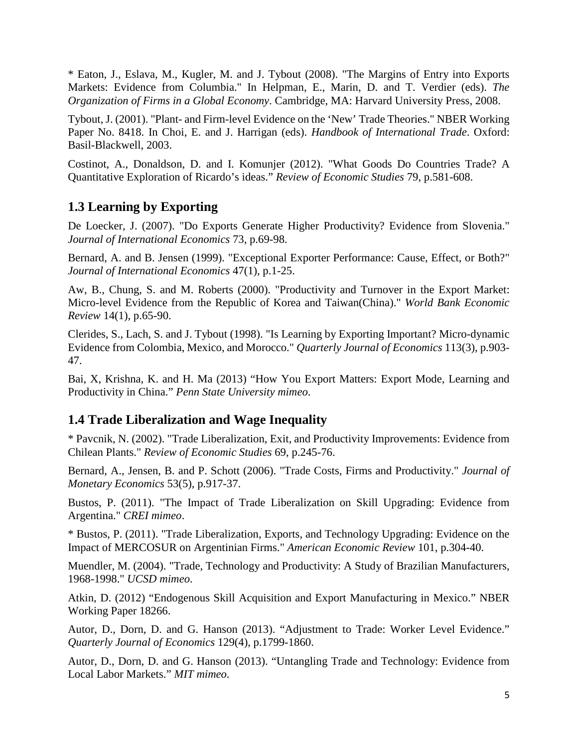* Eaton, J., Eslava, M., Kugler, M. and J. Tybout (2008). "The Margins of Entry into Exports Markets: Evidence from Columbia." In Helpman, E., Marin, D. and T. Verdier (eds). *The Organization of Firms in a Global Economy*. Cambridge, MA: Harvard University Press, 2008.

Tybout, J. (2001). "Plant- and Firm-level Evidence on the 'New' Trade Theories." NBER Working Paper No. 8418. In Choi, E. and J. Harrigan (eds). *Handbook of International Trade*. Oxford: Basil-Blackwell, 2003.

Costinot, A., Donaldson, D. and I. Komunjer (2012). "What Goods Do Countries Trade? A Quantitative Exploration of Ricardo's ideas." *Review of Economic Studies* 79, p.581-608.

## 1.3 Learning by Exporting

De Loecker, J. (2007). "Do Exports Generate Higher Productivity? Evidence from Slovenia." *Journal of International Economics* 73, p.69-98.

Bernard, A. and B. Jensen (1999). "Exceptional Exporter Performance: Cause, Effect, or Both?" *Journal of International Economics* 47(1), p.1-25.

Aw, B., Chung, S. and M. Roberts (2000). "Productivity and Turnover in the Export Market: Micro-level Evidence from the Republic of Korea and Taiwan(China)." *World Bank Economic Review* 14(1), p.65-90.

Clerides, S., Lach, S. and J. Tybout (1998). "Is Learning by Exporting Important? Micro-dynamic Evidence from Colombia, Mexico, and Morocco." *Quarterly Journal of Economics* 113(3), p.903-47.

Bai, X, Krishna, K. and H. Ma (2013) "How You Export Matters: Export Mode, Learning and Productivity in China." *Penn State University mimeo*.

## 1.4 Trade Liberalization and Wage Inequality

* Pavcnik, N. (2002). "Trade Liberalization, Exit, and Productivity Improvements: Evidence from Chilean Plants." *Review of Economic Studies* 69, p.245-76.

Bernard, A., Jensen, B. and P. Schott (2006). "Trade Costs, Firms and Productivity." *Journal of Monetary Economics* 53(5), p.917-37.

Bustos, P. (2011). "The Impact of Trade Liberalization on Skill Upgrading: Evidence from Argentina." *CREI mimeo*.

* Bustos, P. (2011). "Trade Liberalization, Exports, and Technology Upgrading: Evidence on the Impact of MERCOSUR on Argentinian Firms." *American Economic Review* 101, p.304-40.

Muendler, M. (2004). "Trade, Technology and Productivity: A Study of Brazilian Manufacturers, 1968-1998." *UCSD mimeo*.

Atkin, D. (2012) "Endogenous Skill Acquisition and Export Manufacturing in Mexico." NBER Working Paper 18266.

Autor, D., Dorn, D. and G. Hanson (2013). "Adjustment to Trade: Worker Level Evidence." *Quarterly Journal of Economics* 129(4), p.1799-1860.

Autor, D., Dorn, D. and G. Hanson (2013). "Untangling Trade and Technology: Evidence from Local Labor Markets." *MIT mimeo*.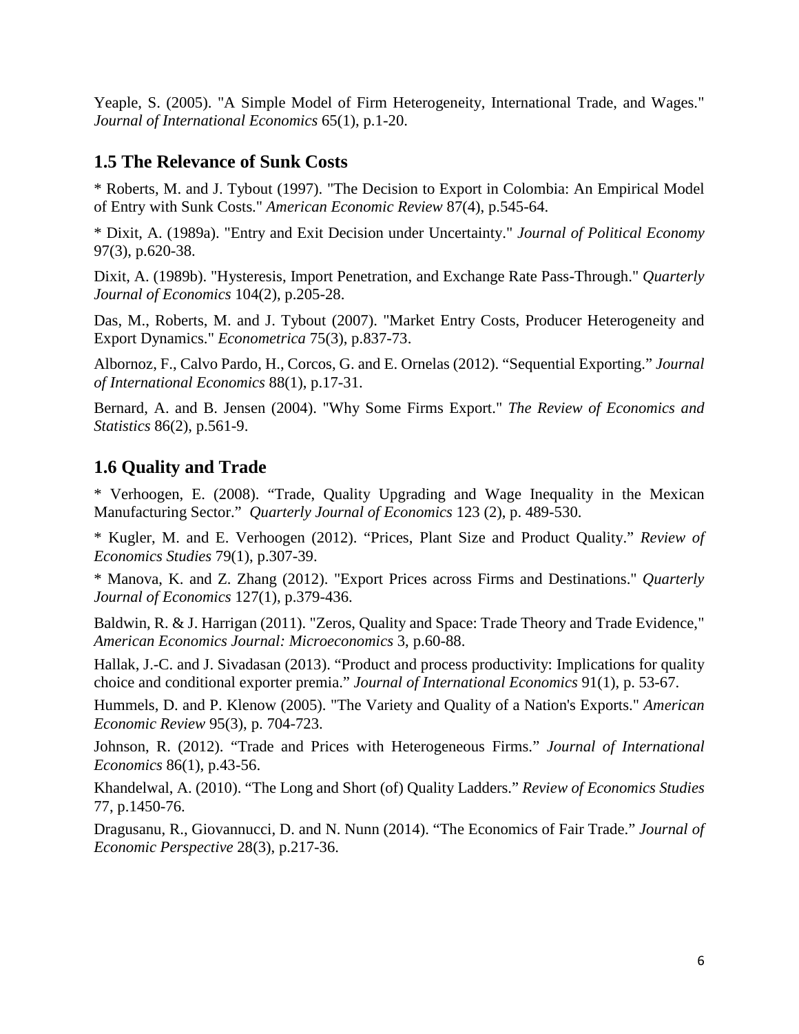Yeaple, S. (2005). "A Simple Model of Firm Heterogeneity, International Trade, and Wages." *Journal of International Economics* 65(1), p.1-20.

## 1.5 The Relevance of Sunk Costs

* Roberts, M. and J. Tybout (1997). "The Decision to Export in Colombia: An Empirical Model of Entry with Sunk Costs." *American Economic Review* 87(4), p.545-64.

* Dixit, A. (1989a). "Entry and Exit Decision under Uncertainty." *Journal of Political Economy* 97(3), p.620-38.

Dixit, A. (1989b). "Hysteresis, Import Penetration, and Exchange Rate Pass-Through." *Quarterly Journal of Economics* 104(2), p.205-28.

Das, M., Roberts, M. and J. Tybout (2007). "Market Entry Costs, Producer Heterogeneity and Export Dynamics." *Econometrica* 75(3), p.837-73.

Albornoz, F., Calvo Pardo, H., Corcos, G. and E. Ornelas (2012). "Sequential Exporting." *Journal of International Economics* 88(1), p.17-31.

Bernard, A. and B. Jensen (2004). "Why Some Firms Export." *The Review of Economics and Statistics* 86(2), p.561-9.

## 1.6 Quality and Trade

* Verhoogen, E. (2008). "Trade, Quality Upgrading and Wage Inequality in the Mexican Manufacturing Sector." *Quarterly Journal of Economics* 123 (2), p. 489-530.

* Kugler, M. and E. Verhoogen (2012). "Prices, Plant Size and Product Quality." *Review of Economics Studies* 79(1), p.307-39.

* Manova, K. and Z. Zhang (2012). "Export Prices across Firms and Destinations." *Quarterly Journal of Economics* 127(1), p.379-436.

Baldwin, R. & J. Harrigan (2011). "Zeros, Quality and Space: Trade Theory and Trade Evidence," *American Economics Journal: Microeconomics* 3, p.60-88.

Hallak, J.-C. and J. Sivadasan (2013). "Product and process productivity: Implications for quality choice and conditional exporter premia." *Journal of International Economics* 91(1), p. 53-67.

Hummels, D. and P. Klenow (2005). "The Variety and Quality of a Nation's Exports." *American Economic Review* 95(3), p. 704-723.

Johnson, R. (2012). "Trade and Prices with Heterogeneous Firms." *Journal of International Economics* 86(1), p.43-56.

Khandelwal, A. (2010). "The Long and Short (of) Quality Ladders." *Review of Economics Studies* 77, p.1450-76.

Dragusanu, R., Giovannucci, D. and N. Nunn (2014). "The Economics of Fair Trade." *Journal of Economic Perspective* 28(3), p.217-36.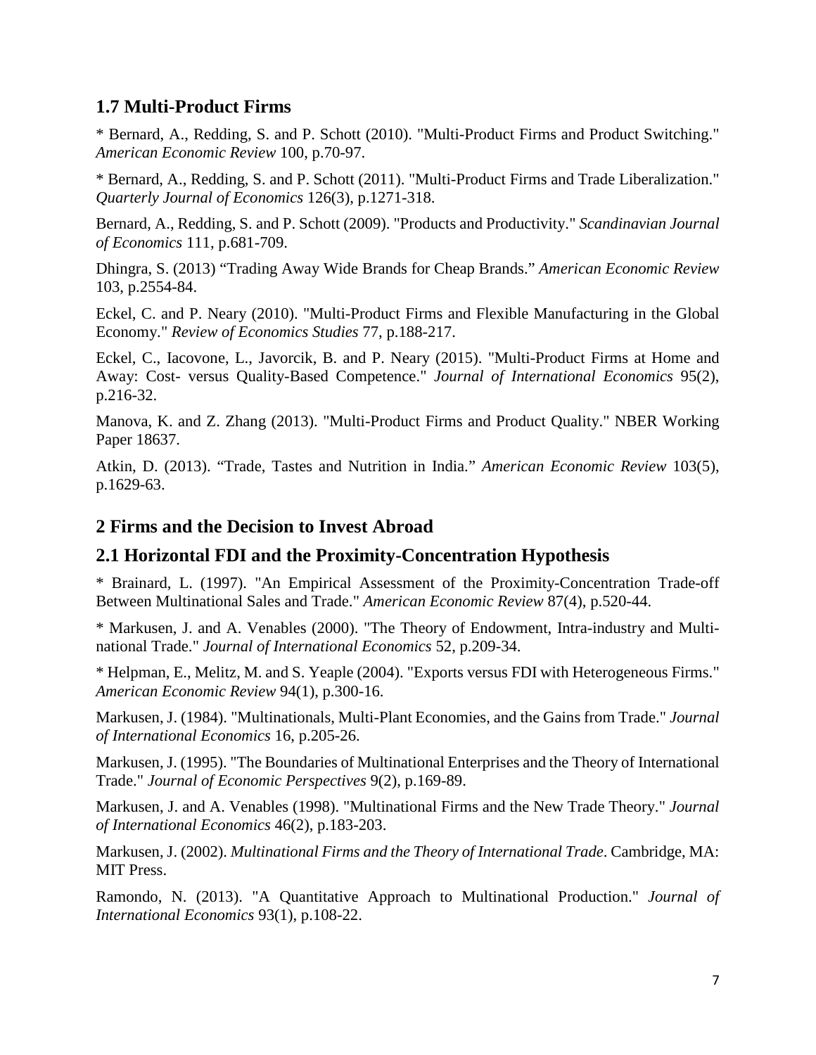## 1.7 Multi-Product Firms

* Bernard, A., Redding, S. and P. Schott (2010). "Multi-Product Firms and Product Switching." *American Economic Review* 100, p.70-97.

* Bernard, A., Redding, S. and P. Schott (2011). "Multi-Product Firms and Trade Liberalization." *Quarterly Journal of Economics* 126(3), p.1271-318.

Bernard, A., Redding, S. and P. Schott (2009). "Products and Productivity." *Scandinavian Journal of Economics* 111, p.681-709.

Dhingra, S. (2013) "Trading Away Wide Brands for Cheap Brands." *American Economic Review* 103, p.2554-84.

Eckel, C. and P. Neary (2010). "Multi-Product Firms and Flexible Manufacturing in the Global Economy." *Review of Economics Studies* 77, p.188-217.

Eckel, C., Iacovone, L., Javorcik, B. and P. Neary (2015). "Multi-Product Firms at Home and Away: Cost- versus Quality-Based Competence." *Journal of International Economics* 95(2), p.216-32.

Manova, K. and Z. Zhang (2013). "Multi-Product Firms and Product Quality." NBER Working Paper 18637.

Atkin, D. (2013). "Trade, Tastes and Nutrition in India." *American Economic Review* 103(5), p.1629-63.

# 2 Firms and the Decision to Invest Abroad

## 2.1 Horizontal FDI and the Proximity-Concentration Hypothesis

* Brainard, L. (1997). "An Empirical Assessment of the Proximity-Concentration Trade-off Between Multinational Sales and Trade." *American Economic Review* 87(4), p.520-44.

* Markusen, J. and A. Venables (2000). "The Theory of Endowment, Intra-industry and Multi-national Trade." *Journal of International Economics* 52, p.209-34.

* Helpman, E., Melitz, M. and S. Yeaple (2004). "Exports versus FDI with Heterogeneous Firms." *American Economic Review* 94(1), p.300-16.

Markusen, J. (1984). "Multinationals, Multi-Plant Economies, and the Gains from Trade." *Journal of International Economics* 16, p.205-26.

Markusen, J. (1995). "The Boundaries of Multinational Enterprises and the Theory of International Trade." *Journal of Economic Perspectives* 9(2), p.169-89.

Markusen, J. and A. Venables (1998). "Multinational Firms and the New Trade Theory." *Journal of International Economics* 46(2), p.183-203.

Markusen, J. (2002). *Multinational Firms and the Theory of International Trade*. Cambridge, MA: MIT Press.

Ramondo, N. (2013). "A Quantitative Approach to Multinational Production." *Journal of International Economics* 93(1), p.108-22.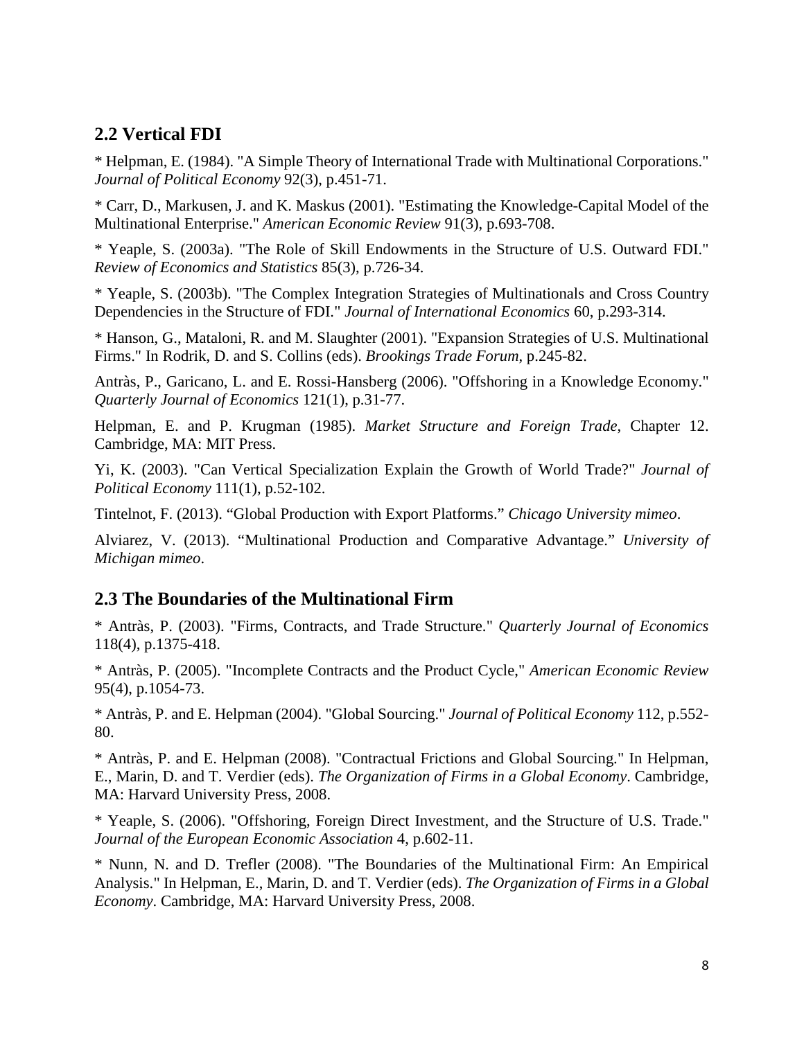## 2.2 Vertical FDI

* Helpman, E. (1984). "A Simple Theory of International Trade with Multinational Corporations." *Journal of Political Economy* 92(3), p.451-71.

* Carr, D., Markusen, J. and K. Maskus (2001). "Estimating the Knowledge-Capital Model of the Multinational Enterprise." *American Economic Review* 91(3), p.693-708.

* Yeaple, S. (2003a). "The Role of Skill Endowments in the Structure of U.S. Outward FDI." *Review of Economics and Statistics* 85(3), p.726-34.

* Yeaple, S. (2003b). "The Complex Integration Strategies of Multinationals and Cross Country Dependencies in the Structure of FDI." *Journal of International Economics* 60, p.293-314.

* Hanson, G., Mataloni, R. and M. Slaughter (2001). "Expansion Strategies of U.S. Multinational Firms." In Rodrik, D. and S. Collins (eds). *Brookings Trade Forum*, p.245-82.

Antràs, P., Garicano, L. and E. Rossi-Hansberg (2006). "Offshoring in a Knowledge Economy." *Quarterly Journal of Economics* 121(1), p.31-77.

Helpman, E. and P. Krugman (1985). *Market Structure and Foreign Trade*, Chapter 12. Cambridge, MA: MIT Press.

Yi, K. (2003). "Can Vertical Specialization Explain the Growth of World Trade?" *Journal of Political Economy* 111(1), p.52-102.

Tintelnot, F. (2013). "Global Production with Export Platforms." *Chicago University mimeo*.

Alviarez, V. (2013). "Multinational Production and Comparative Advantage." *University of Michigan mimeo*.

## 2.3 The Boundaries of the Multinational Firm

* Antràs, P. (2003). "Firms, Contracts, and Trade Structure." *Quarterly Journal of Economics* 118(4), p.1375-418.

* Antràs, P. (2005). "Incomplete Contracts and the Product Cycle," *American Economic Review* 95(4), p.1054-73.

* Antràs, P. and E. Helpman (2004). "Global Sourcing." *Journal of Political Economy* 112, p.552-80.

* Antràs, P. and E. Helpman (2008). "Contractual Frictions and Global Sourcing." In Helpman, E., Marin, D. and T. Verdier (eds). *The Organization of Firms in a Global Economy*. Cambridge, MA: Harvard University Press, 2008.

* Yeaple, S. (2006). "Offshoring, Foreign Direct Investment, and the Structure of U.S. Trade." *Journal of the European Economic Association* 4, p.602-11.

* Nunn, N. and D. Trefler (2008). "The Boundaries of the Multinational Firm: An Empirical Analysis." In Helpman, E., Marin, D. and T. Verdier (eds). *The Organization of Firms in a Global Economy*. Cambridge, MA: Harvard University Press, 2008.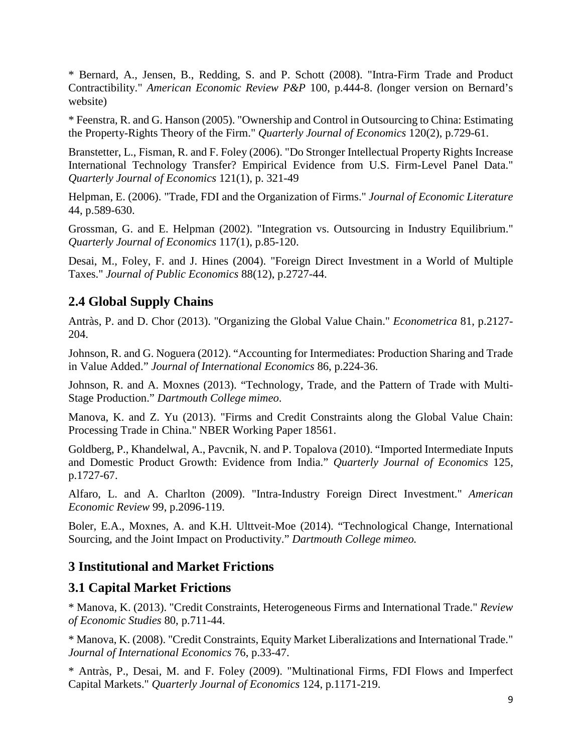* Bernard, A., Jensen, B., Redding, S. and P. Schott (2008). "Intra-Firm Trade and Product Contractibility." *American Economic Review P&P* 100, p.444-8. *(*longer version on Bernard's website)

* Feenstra, R. and G. Hanson (2005). "Ownership and Control in Outsourcing to China: Estimating the Property-Rights Theory of the Firm." *Quarterly Journal of Economics* 120(2), p.729-61.

Branstetter, L., Fisman, R. and F. Foley (2006). "Do Stronger Intellectual Property Rights Increase International Technology Transfer? Empirical Evidence from U.S. Firm-Level Panel Data." *Quarterly Journal of Economics* 121(1), p. 321-49

Helpman, E. (2006). "Trade, FDI and the Organization of Firms." *Journal of Economic Literature* 44, p.589-630.

Grossman, G. and E. Helpman (2002). "Integration vs. Outsourcing in Industry Equilibrium." *Quarterly Journal of Economics* 117(1), p.85-120.

Desai, M., Foley, F. and J. Hines (2004). "Foreign Direct Investment in a World of Multiple Taxes." *Journal of Public Economics* 88(12), p.2727-44.

## 2.4 Global Supply Chains

Antràs, P. and D. Chor (2013). "Organizing the Global Value Chain." *Econometrica* 81, p.2127-204.

Johnson, R. and G. Noguera (2012). "Accounting for Intermediates: Production Sharing and Trade in Value Added." *Journal of International Economics* 86, p.224-36.

Johnson, R. and A. Moxnes (2013). "Technology, Trade, and the Pattern of Trade with Multi-Stage Production." *Dartmouth College mimeo*.

Manova, K. and Z. Yu (2013). "Firms and Credit Constraints along the Global Value Chain: Processing Trade in China." NBER Working Paper 18561.

Goldberg, P., Khandelwal, A., Pavcnik, N. and P. Topalova (2010). "Imported Intermediate Inputs and Domestic Product Growth: Evidence from India." *Quarterly Journal of Economics* 125, p.1727-67.

Alfaro, L. and A. Charlton (2009). "Intra-Industry Foreign Direct Investment." *American Economic Review* 99, p.2096-119.

Boler, E.A., Moxnes, A. and K.H. Ulttveit-Moe (2014). "Technological Change, International Sourcing, and the Joint Impact on Productivity." *Dartmouth College mimeo.*

# 3 Institutional and Market Frictions

## 3.1 Capital Market Frictions

* Manova, K. (2013). "Credit Constraints, Heterogeneous Firms and International Trade." *Review of Economic Studies* 80, p.711-44.

* Manova, K. (2008). "Credit Constraints, Equity Market Liberalizations and International Trade." *Journal of International Economics* 76, p.33-47.

* Antràs, P., Desai, M. and F. Foley (2009). "Multinational Firms, FDI Flows and Imperfect Capital Markets." *Quarterly Journal of Economics* 124, p.1171-219.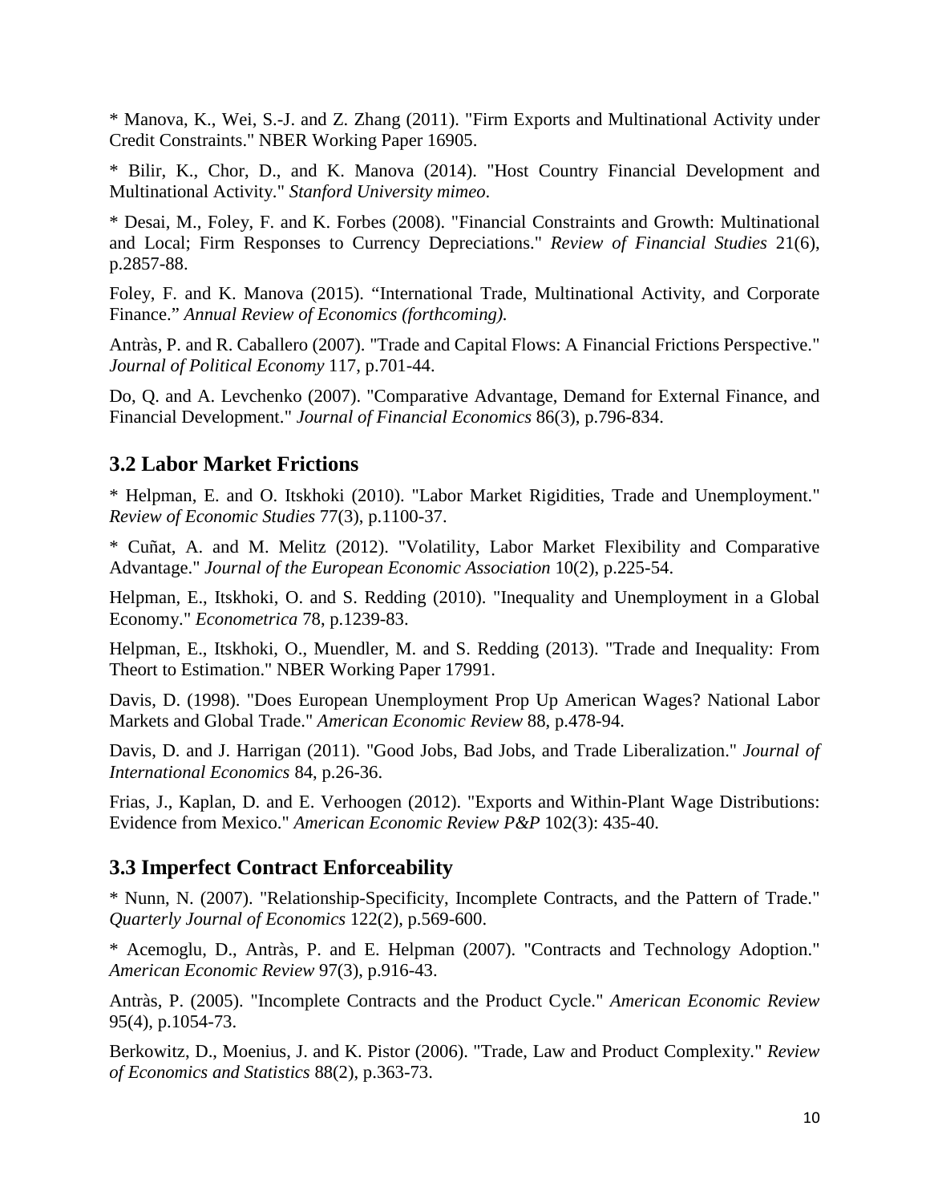* Manova, K., Wei, S.-J. and Z. Zhang (2011). "Firm Exports and Multinational Activity under Credit Constraints." NBER Working Paper 16905.

* Bilir, K., Chor, D., and K. Manova (2014). "Host Country Financial Development and Multinational Activity." *Stanford University mimeo*.

* Desai, M., Foley, F. and K. Forbes (2008). "Financial Constraints and Growth: Multinational and Local; Firm Responses to Currency Depreciations." *Review of Financial Studies* 21(6), p.2857-88.

Foley, F. and K. Manova (2015). "International Trade, Multinational Activity, and Corporate Finance." *Annual Review of Economics (forthcoming).*

Antràs, P. and R. Caballero (2007). "Trade and Capital Flows: A Financial Frictions Perspective." *Journal of Political Economy* 117, p.701-44.

Do, Q. and A. Levchenko (2007). "Comparative Advantage, Demand for External Finance, and Financial Development." *Journal of Financial Economics* 86(3), p.796-834.

## 3.2 Labor Market Frictions

* Helpman, E. and O. Itskhoki (2010). "Labor Market Rigidities, Trade and Unemployment." *Review of Economic Studies* 77(3), p.1100-37.

* Cuñat, A. and M. Melitz (2012). "Volatility, Labor Market Flexibility and Comparative Advantage." *Journal of the European Economic Association* 10(2), p.225-54.

Helpman, E., Itskhoki, O. and S. Redding (2010). "Inequality and Unemployment in a Global Economy." *Econometrica* 78, p.1239-83.

Helpman, E., Itskhoki, O., Muendler, M. and S. Redding (2013). "Trade and Inequality: From Theort to Estimation." NBER Working Paper 17991.

Davis, D. (1998). "Does European Unemployment Prop Up American Wages? National Labor Markets and Global Trade." *American Economic Review* 88, p.478-94.

Davis, D. and J. Harrigan (2011). "Good Jobs, Bad Jobs, and Trade Liberalization." *Journal of International Economics* 84, p.26-36.

Frias, J., Kaplan, D. and E. Verhoogen (2012). "Exports and Within-Plant Wage Distributions: Evidence from Mexico." *American Economic Review P&P* 102(3): 435-40.

## 3.3 Imperfect Contract Enforceability

* Nunn, N. (2007). "Relationship-Specificity, Incomplete Contracts, and the Pattern of Trade." *Quarterly Journal of Economics* 122(2), p.569-600.

* Acemoglu, D., Antràs, P. and E. Helpman (2007). "Contracts and Technology Adoption." *American Economic Review* 97(3), p.916-43.

Antràs, P. (2005). "Incomplete Contracts and the Product Cycle." *American Economic Review* 95(4), p.1054-73.

Berkowitz, D., Moenius, J. and K. Pistor (2006). "Trade, Law and Product Complexity." *Review of Economics and Statistics* 88(2), p.363-73.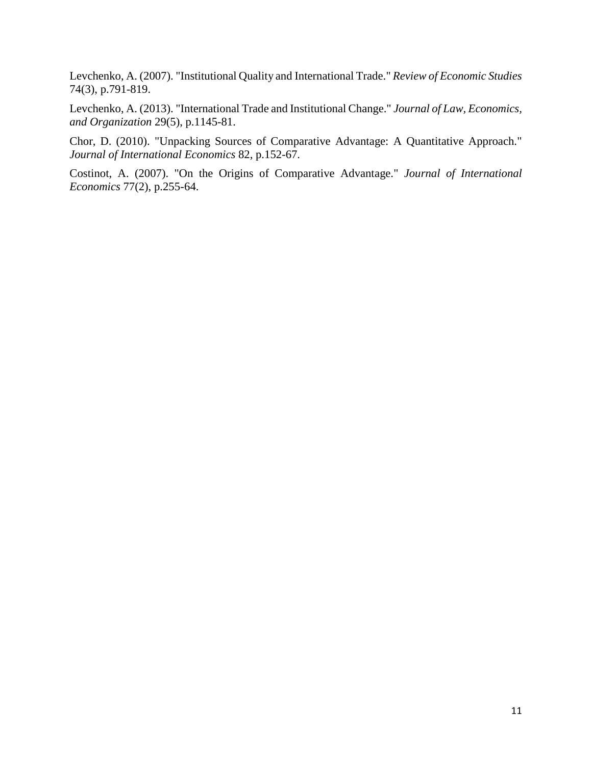Levchenko, A. (2007). "Institutional Quality and International Trade." *Review of Economic Studies* 74(3), p.791-819.

Levchenko, A. (2013). "International Trade and Institutional Change." *Journal of Law, Economics, and Organization* 29(5), p.1145-81.

Chor, D. (2010). "Unpacking Sources of Comparative Advantage: A Quantitative Approach." *Journal of International Economics* 82, p.152-67.

Costinot, A. (2007). "On the Origins of Comparative Advantage." *Journal of International Economics* 77(2), p.255-64.